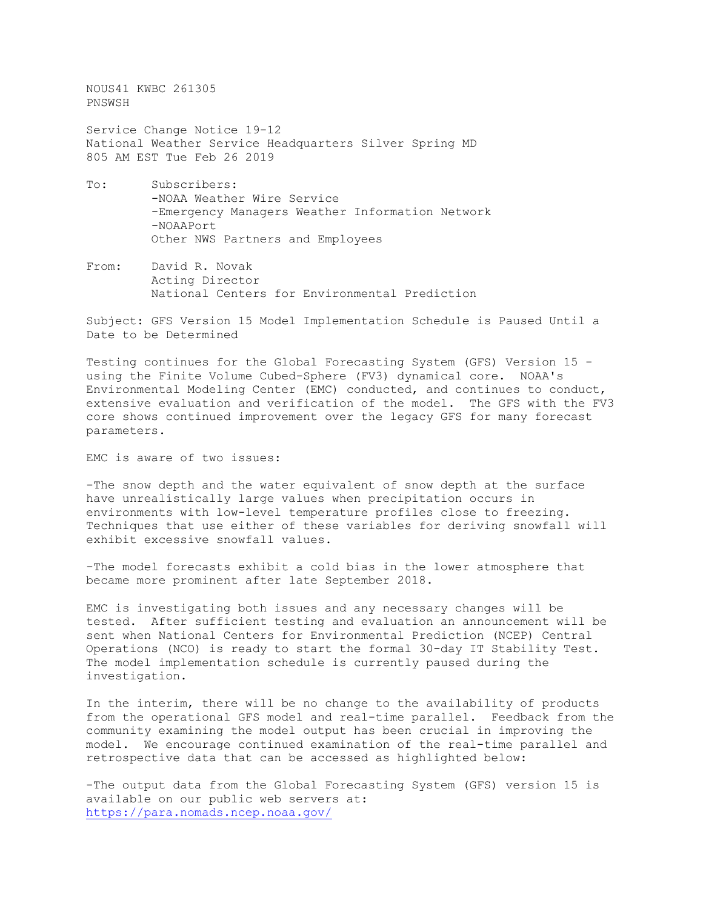NOUS41 KWBC 261305
PNSWSH

Service Change Notice 19-12
National Weather Service Headquarters Silver Spring MD
805 AM EST Tue Feb 26 2019

To: Subscribers:
-NOAA Weather Wire Service
-Emergency Managers Weather Information Network
-NOAAPort
Other NWS Partners and Employees

From: David R. Novak
Acting Director
National Centers for Environmental Prediction

Subject: GFS Version 15 Model Implementation Schedule is Paused Until a Date to be Determined

Testing continues for the Global Forecasting System (GFS) Version 15 - using the Finite Volume Cubed-Sphere (FV3) dynamical core. NOAA's Environmental Modeling Center (EMC) conducted, and continues to conduct, extensive evaluation and verification of the model. The GFS with the FV3 core shows continued improvement over the legacy GFS for many forecast parameters.

EMC is aware of two issues:

-The snow depth and the water equivalent of snow depth at the surface have unrealistically large values when precipitation occurs in environments with low-level temperature profiles close to freezing. Techniques that use either of these variables for deriving snowfall will exhibit excessive snowfall values.

-The model forecasts exhibit a cold bias in the lower atmosphere that became more prominent after late September 2018.

EMC is investigating both issues and any necessary changes will be tested. After sufficient testing and evaluation an announcement will be sent when National Centers for Environmental Prediction (NCEP) Central Operations (NCO) is ready to start the formal 30-day IT Stability Test. The model implementation schedule is currently paused during the investigation.

In the interim, there will be no change to the availability of products from the operational GFS model and real-time parallel. Feedback from the community examining the model output has been crucial in improving the model. We encourage continued examination of the real-time parallel and retrospective data that can be accessed as highlighted below:

-The output data from the Global Forecasting System (GFS) version 15 is available on our public web servers at:
https://para.nomads.ncep.noaa.gov/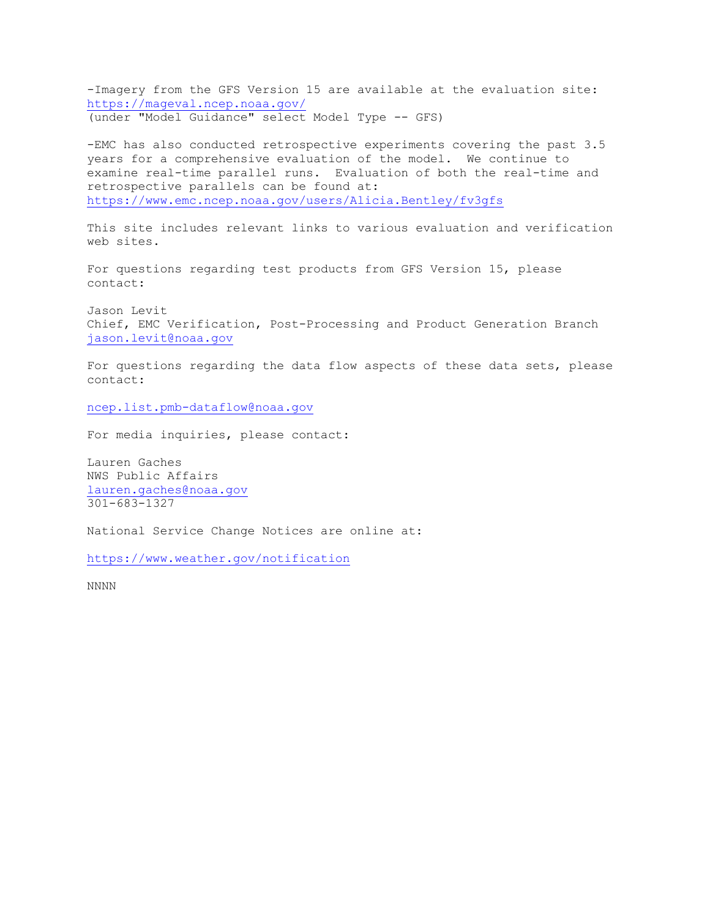-Imagery from the GFS Version 15 are available at the evaluation site:
https://mageval.ncep.noaa.gov/
(under "Model Guidance" select Model Type -- GFS)

-EMC has also conducted retrospective experiments covering the past 3.5 years for a comprehensive evaluation of the model. We continue to examine real-time parallel runs. Evaluation of both the real-time and retrospective parallels can be found at:
https://www.emc.ncep.noaa.gov/users/Alicia.Bentley/fv3gfs

This site includes relevant links to various evaluation and verification web sites.

For questions regarding test products from GFS Version 15, please contact:

Jason Levit
Chief, EMC Verification, Post-Processing and Product Generation Branch
jason.levit@noaa.gov

For questions regarding the data flow aspects of these data sets, please contact:

ncep.list.pmb-dataflow@noaa.gov

For media inquiries, please contact:

Lauren Gaches
NWS Public Affairs
lauren.gaches@noaa.gov
301-683-1327

National Service Change Notices are online at:

https://www.weather.gov/notification

NNNN